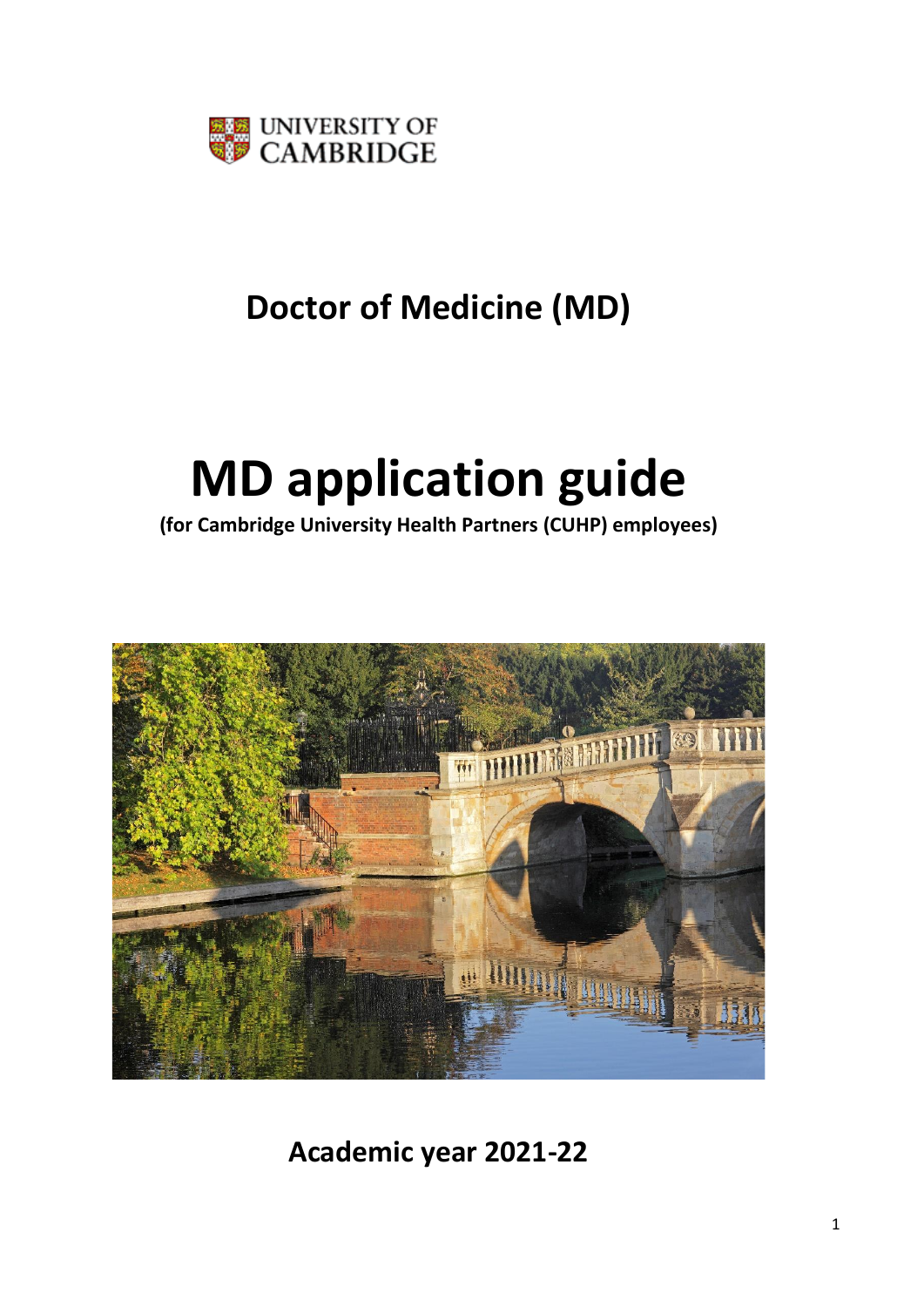UNIVERSITY OF CAMBRIDGE

# Doctor of Medicine (MD)

# MD application guide

**(for Cambridge University Health Partners (CUHP) employees)**

**Academic year 2021-22**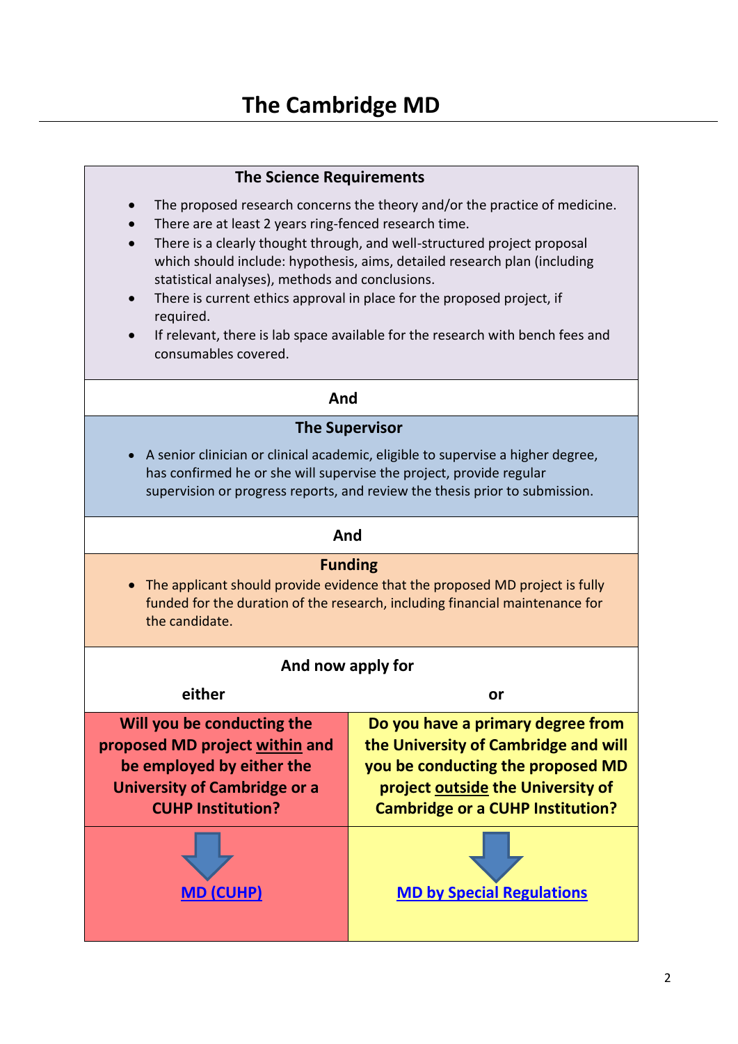# The Cambridge MD

### The Science Requirements

- The proposed research concerns the theory and/or the practice of medicine.
- There are at least 2 years ring-fenced research time.
- There is a clearly thought through, and well-structured project proposal which should include: hypothesis, aims, detailed research plan (including statistical analyses), methods and conclusions.
- There is current ethics approval in place for the proposed project, if required.
- If relevant, there is lab space available for the research with bench fees and consumables covered.

**And**

### The Supervisor

- A senior clinician or clinical academic, eligible to supervise a higher degree, has confirmed he or she will supervise the project, provide regular supervision or progress reports, and review the thesis prior to submission.

**And**

### Funding

- The applicant should provide evidence that the proposed MD project is fully funded for the duration of the research, including financial maintenance for the candidate.

**And now apply for**

| either | or |
|---|---|
| **Will you be conducting the proposed MD project <u>within</u> and be employed by either the University of Cambridge or a CUHP Institution?** | **Do you have a primary degree from the University of Cambridge and will you be conducting the proposed MD project <u>outside</u> the University of Cambridge or a CUHP Institution?** |
| ↓ **MD (CUHP)** | ↓ **MD by Special Regulations** |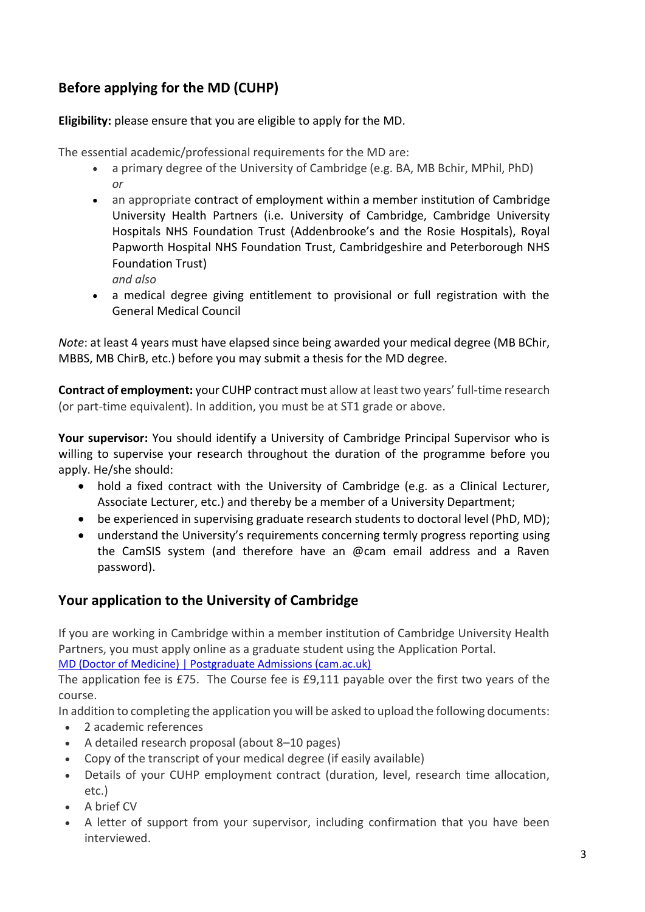## Before applying for the MD (CUHP)

**Eligibility:** please ensure that you are eligible to apply for the MD.

The essential academic/professional requirements for the MD are:

- a primary degree of the University of Cambridge (e.g. BA, MB Bchir, MPhil, PhD) *or*
- an appropriate contract of employment within a member institution of Cambridge University Health Partners (i.e. University of Cambridge, Cambridge University Hospitals NHS Foundation Trust (Addenbrooke's and the Rosie Hospitals), Royal Papworth Hospital NHS Foundation Trust, Cambridgeshire and Peterborough NHS Foundation Trust) *and also*
- a medical degree giving entitlement to provisional or full registration with the General Medical Council

*Note*: at least 4 years must have elapsed since being awarded your medical degree (MB BChir, MBBS, MB ChirB, etc.) before you may submit a thesis for the MD degree.

**Contract of employment:** your CUHP contract must allow at least two years' full-time research (or part-time equivalent). In addition, you must be at ST1 grade or above.

**Your supervisor:** You should identify a University of Cambridge Principal Supervisor who is willing to supervise your research throughout the duration of the programme before you apply. He/she should:

- hold a fixed contract with the University of Cambridge (e.g. as a Clinical Lecturer, Associate Lecturer, etc.) and thereby be a member of a University Department;
- be experienced in supervising graduate research students to doctoral level (PhD, MD);
- understand the University's requirements concerning termly progress reporting using the CamSIS system (and therefore have an @cam email address and a Raven password).

## Your application to the University of Cambridge

If you are working in Cambridge within a member institution of Cambridge University Health Partners, you must apply online as a graduate student using the Application Portal.
[MD (Doctor of Medicine) | Postgraduate Admissions (cam.ac.uk)]()
The application fee is £75. The Course fee is £9,111 payable over the first two years of the course.
In addition to completing the application you will be asked to upload the following documents:

- 2 academic references
- A detailed research proposal (about 8–10 pages)
- Copy of the transcript of your medical degree (if easily available)
- Details of your CUHP employment contract (duration, level, research time allocation, etc.)
- A brief CV
- A letter of support from your supervisor, including confirmation that you have been interviewed.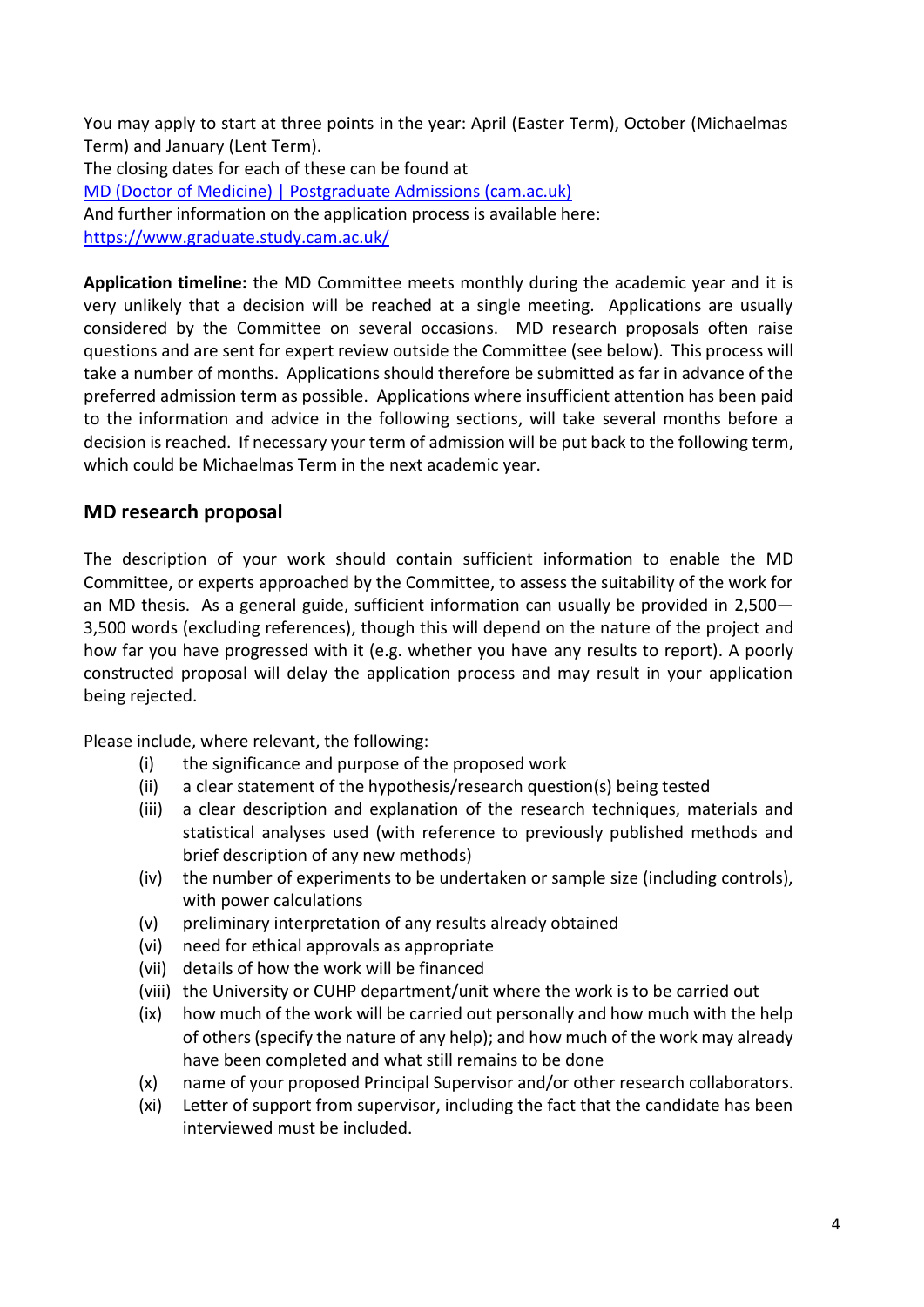You may apply to start at three points in the year: April (Easter Term), October (Michaelmas Term) and January (Lent Term).
The closing dates for each of these can be found at
[MD (Doctor of Medicine) | Postgraduate Admissions (cam.ac.uk)]
And further information on the application process is available here:
https://www.graduate.study.cam.ac.uk/

**Application timeline:** the MD Committee meets monthly during the academic year and it is very unlikely that a decision will be reached at a single meeting. Applications are usually considered by the Committee on several occasions. MD research proposals often raise questions and are sent for expert review outside the Committee (see below). This process will take a number of months. Applications should therefore be submitted as far in advance of the preferred admission term as possible. Applications where insufficient attention has been paid to the information and advice in the following sections, will take several months before a decision is reached. If necessary your term of admission will be put back to the following term, which could be Michaelmas Term in the next academic year.

## MD research proposal

The description of your work should contain sufficient information to enable the MD Committee, or experts approached by the Committee, to assess the suitability of the work for an MD thesis. As a general guide, sufficient information can usually be provided in 2,500—3,500 words (excluding references), though this will depend on the nature of the project and how far you have progressed with it (e.g. whether you have any results to report). A poorly constructed proposal will delay the application process and may result in your application being rejected.

Please include, where relevant, the following:

- (i) the significance and purpose of the proposed work
- (ii) a clear statement of the hypothesis/research question(s) being tested
- (iii) a clear description and explanation of the research techniques, materials and statistical analyses used (with reference to previously published methods and brief description of any new methods)
- (iv) the number of experiments to be undertaken or sample size (including controls), with power calculations
- (v) preliminary interpretation of any results already obtained
- (vi) need for ethical approvals as appropriate
- (vii) details of how the work will be financed
- (viii) the University or CUHP department/unit where the work is to be carried out
- (ix) how much of the work will be carried out personally and how much with the help of others (specify the nature of any help); and how much of the work may already have been completed and what still remains to be done
- (x) name of your proposed Principal Supervisor and/or other research collaborators.
- (xi) Letter of support from supervisor, including the fact that the candidate has been interviewed must be included.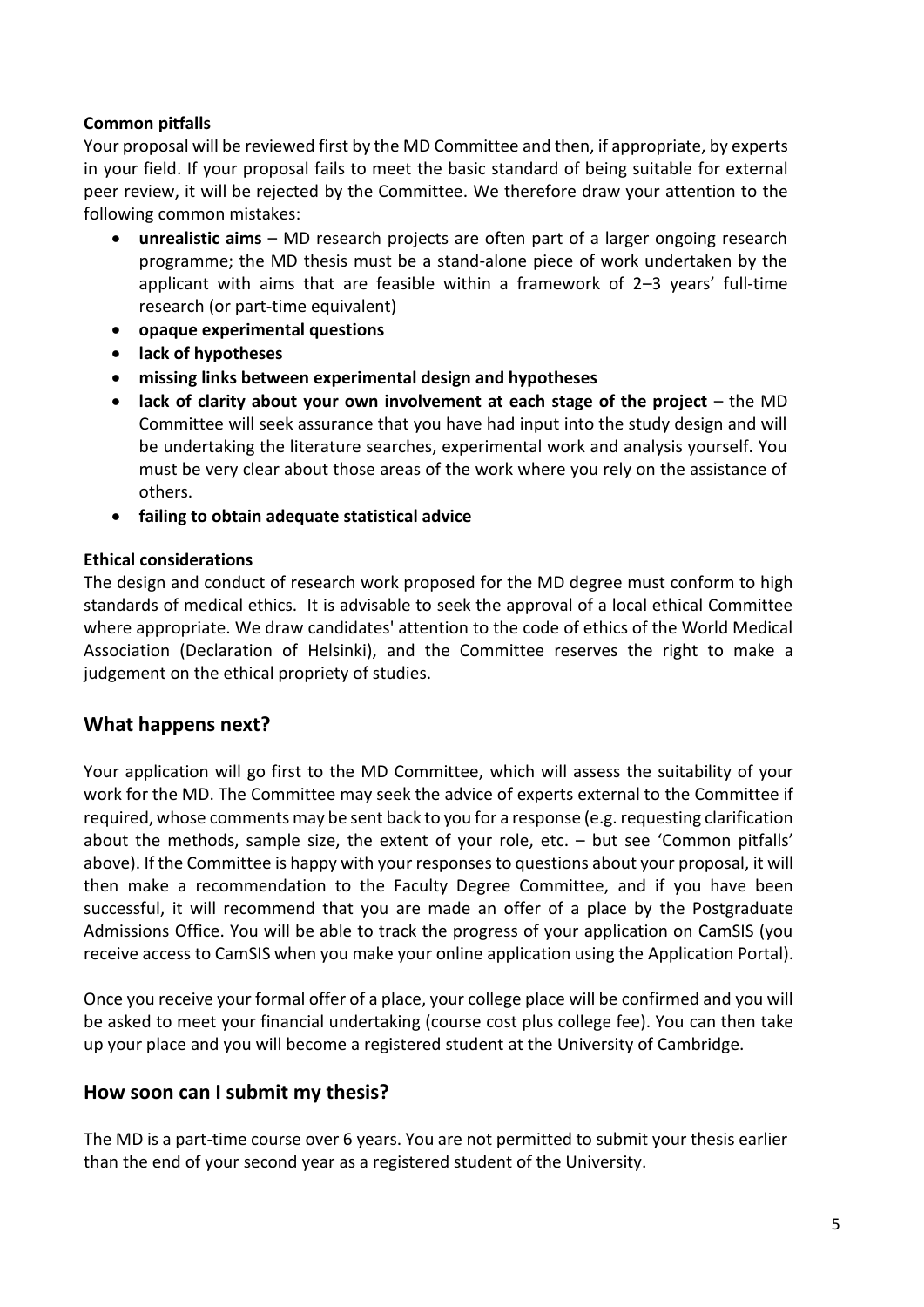**Common pitfalls**

Your proposal will be reviewed first by the MD Committee and then, if appropriate, by experts in your field. If your proposal fails to meet the basic standard of being suitable for external peer review, it will be rejected by the Committee. We therefore draw your attention to the following common mistakes:

- **unrealistic aims** – MD research projects are often part of a larger ongoing research programme; the MD thesis must be a stand-alone piece of work undertaken by the applicant with aims that are feasible within a framework of 2–3 years' full-time research (or part-time equivalent)
- **opaque experimental questions**
- **lack of hypotheses**
- **missing links between experimental design and hypotheses**
- **lack of clarity about your own involvement at each stage of the project** – the MD Committee will seek assurance that you have had input into the study design and will be undertaking the literature searches, experimental work and analysis yourself. You must be very clear about those areas of the work where you rely on the assistance of others.
- **failing to obtain adequate statistical advice**

**Ethical considerations**

The design and conduct of research work proposed for the MD degree must conform to high standards of medical ethics. It is advisable to seek the approval of a local ethical Committee where appropriate. We draw candidates' attention to the code of ethics of the World Medical Association (Declaration of Helsinki), and the Committee reserves the right to make a judgement on the ethical propriety of studies.

## What happens next?

Your application will go first to the MD Committee, which will assess the suitability of your work for the MD. The Committee may seek the advice of experts external to the Committee if required, whose comments may be sent back to you for a response (e.g. requesting clarification about the methods, sample size, the extent of your role, etc. – but see 'Common pitfalls' above). If the Committee is happy with your responses to questions about your proposal, it will then make a recommendation to the Faculty Degree Committee, and if you have been successful, it will recommend that you are made an offer of a place by the Postgraduate Admissions Office. You will be able to track the progress of your application on CamSIS (you receive access to CamSIS when you make your online application using the Application Portal).

Once you receive your formal offer of a place, your college place will be confirmed and you will be asked to meet your financial undertaking (course cost plus college fee). You can then take up your place and you will become a registered student at the University of Cambridge.

## How soon can I submit my thesis?

The MD is a part-time course over 6 years. You are not permitted to submit your thesis earlier than the end of your second year as a registered student of the University.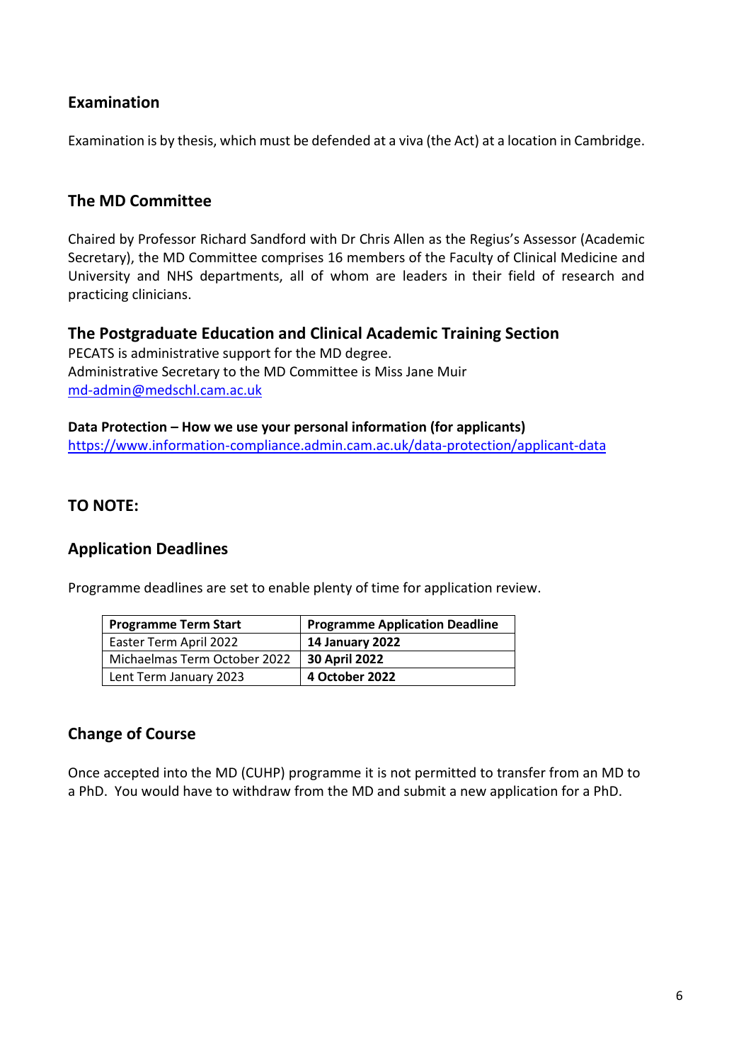## Examination

Examination is by thesis, which must be defended at a viva (the Act) at a location in Cambridge.

## The MD Committee

Chaired by Professor Richard Sandford with Dr Chris Allen as the Regius's Assessor (Academic Secretary), the MD Committee comprises 16 members of the Faculty of Clinical Medicine and University and NHS departments, all of whom are leaders in their field of research and practicing clinicians.

## The Postgraduate Education and Clinical Academic Training Section

PECATS is administrative support for the MD degree.
Administrative Secretary to the MD Committee is Miss Jane Muir
md-admin@medschl.cam.ac.uk

**Data Protection – How we use your personal information (for applicants)**
https://www.information-compliance.admin.cam.ac.uk/data-protection/applicant-data

## TO NOTE:

## Application Deadlines

Programme deadlines are set to enable plenty of time for application review.

| Programme Term Start | Programme Application Deadline |
|---|---|
| Easter Term April 2022 | **14 January 2022** |
| Michaelmas Term October 2022 | **30 April 2022** |
| Lent Term January 2023 | **4 October 2022** |

## Change of Course

Once accepted into the MD (CUHP) programme it is not permitted to transfer from an MD to a PhD. You would have to withdraw from the MD and submit a new application for a PhD.